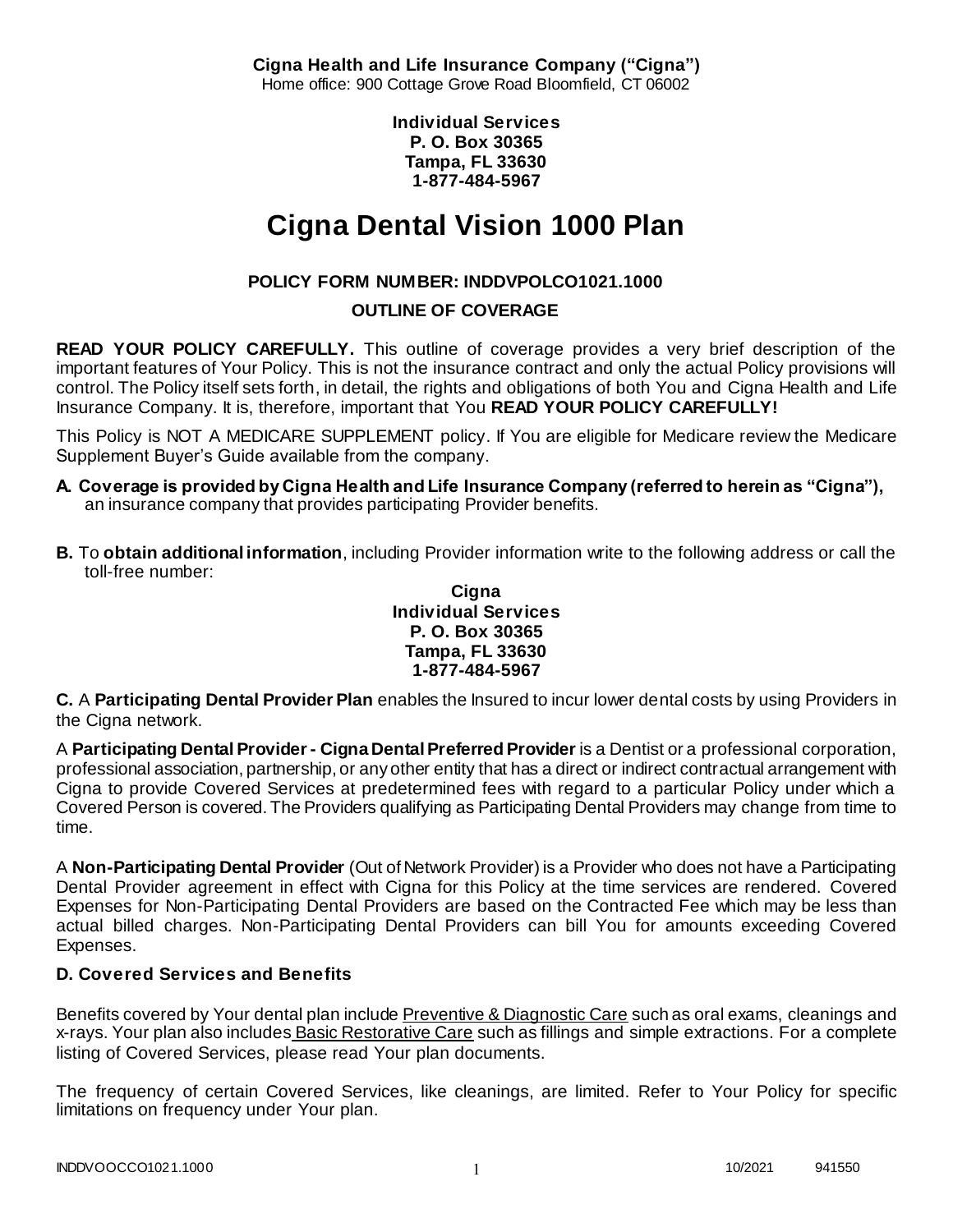**Cigna Health and Life Insurance Company ("Cigna")**
Home office: 900 Cottage Grove Road Bloomfield, CT 06002

**Individual Services**
**P. O. Box 30365**
**Tampa, FL 33630**
**1-877-484-5967**

# Cigna Dental Vision 1000 Plan

## POLICY FORM NUMBER: INDDVPOLCO1021.1000

## OUTLINE OF COVERAGE

**READ YOUR POLICY CAREFULLY.** This outline of coverage provides a very brief description of the important features of Your Policy. This is not the insurance contract and only the actual Policy provisions will control. The Policy itself sets forth, in detail, the rights and obligations of both You and Cigna Health and Life Insurance Company. It is, therefore, important that You **READ YOUR POLICY CAREFULLY!**

This Policy is NOT A MEDICARE SUPPLEMENT policy. If You are eligible for Medicare review the Medicare Supplement Buyer's Guide available from the company.

**A. Coverage is provided by Cigna Health and Life Insurance Company (referred to herein as "Cigna"),** an insurance company that provides participating Provider benefits.

**B.** To **obtain additional information**, including Provider information write to the following address or call the toll-free number:

**Cigna**
**Individual Services**
**P. O. Box 30365**
**Tampa, FL 33630**
**1-877-484-5967**

**C.** A **Participating Dental Provider Plan** enables the Insured to incur lower dental costs by using Providers in the Cigna network.

A **Participating Dental Provider - Cigna Dental Preferred Provider** is a Dentist or a professional corporation, professional association, partnership, or any other entity that has a direct or indirect contractual arrangement with Cigna to provide Covered Services at predetermined fees with regard to a particular Policy under which a Covered Person is covered. The Providers qualifying as Participating Dental Providers may change from time to time.

A **Non-Participating Dental Provider** (Out of Network Provider) is a Provider who does not have a Participating Dental Provider agreement in effect with Cigna for this Policy at the time services are rendered. Covered Expenses for Non-Participating Dental Providers are based on the Contracted Fee which may be less than actual billed charges. Non-Participating Dental Providers can bill You for amounts exceeding Covered Expenses.

### D. Covered Services and Benefits

Benefits covered by Your dental plan include Preventive & Diagnostic Care such as oral exams, cleanings and x-rays. Your plan also includes Basic Restorative Care such as fillings and simple extractions. For a complete listing of Covered Services, please read Your plan documents.

The frequency of certain Covered Services, like cleanings, are limited. Refer to Your Policy for specific limitations on frequency under Your plan.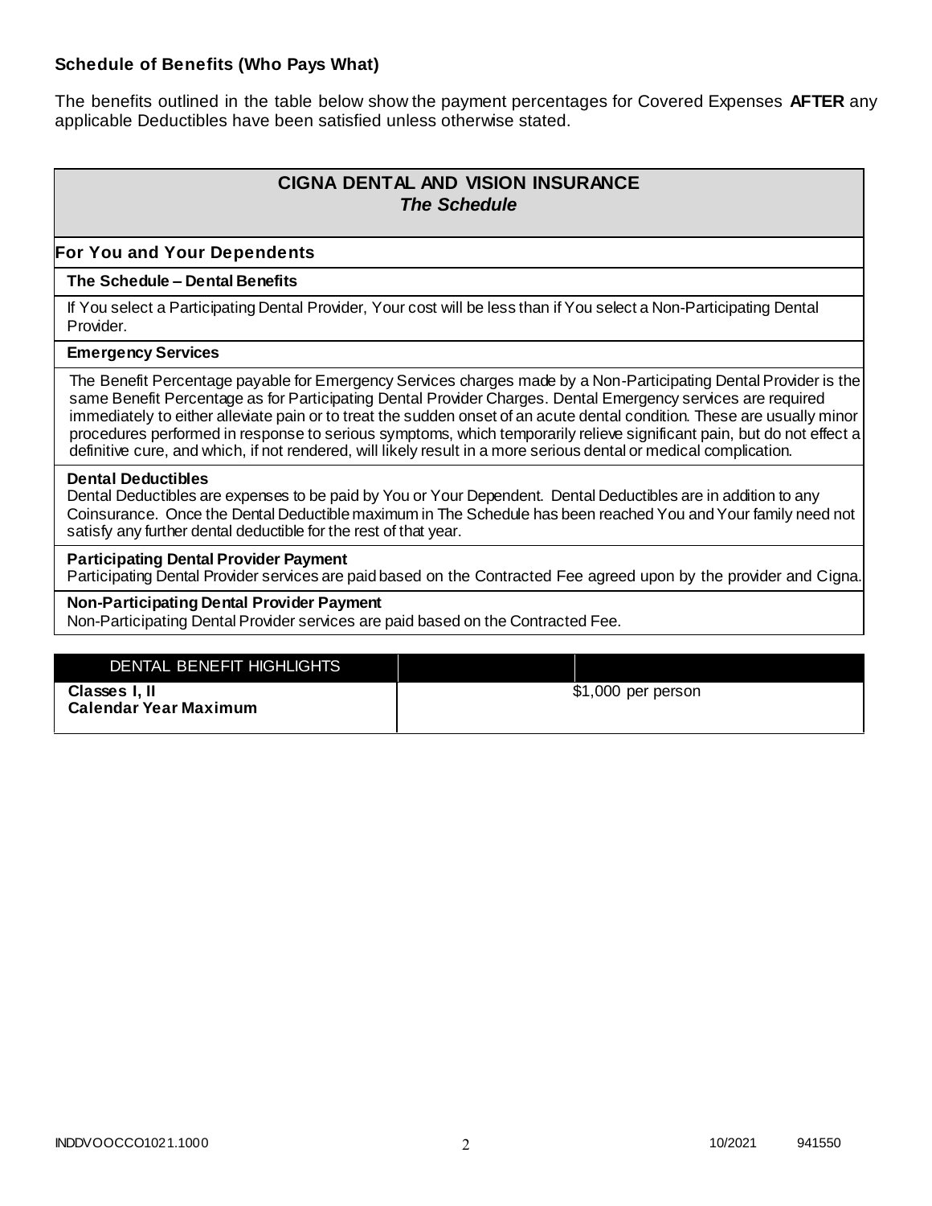### Schedule of Benefits (Who Pays What)

The benefits outlined in the table below show the payment percentages for Covered Expenses **AFTER** any applicable Deductibles have been satisfied unless otherwise stated.

## CIGNA DENTAL AND VISION INSURANCE
***The Schedule***

### For You and Your Dependents

**The Schedule – Dental Benefits**

If You select a Participating Dental Provider, Your cost will be less than if You select a Non-Participating Dental Provider.

**Emergency Services**

The Benefit Percentage payable for Emergency Services charges made by a Non-Participating Dental Provider is the same Benefit Percentage as for Participating Dental Provider Charges. Dental Emergency services are required immediately to either alleviate pain or to treat the sudden onset of an acute dental condition. These are usually minor procedures performed in response to serious symptoms, which temporarily relieve significant pain, but do not effect a definitive cure, and which, if not rendered, will likely result in a more serious dental or medical complication.

**Dental Deductibles**

Dental Deductibles are expenses to be paid by You or Your Dependent. Dental Deductibles are in addition to any Coinsurance. Once the Dental Deductible maximum in The Schedule has been reached You and Your family need not satisfy any further dental deductible for the rest of that year.

**Participating Dental Provider Payment**

Participating Dental Provider services are paid based on the Contracted Fee agreed upon by the provider and Cigna.

**Non-Participating Dental Provider Payment**

Non-Participating Dental Provider services are paid based on the Contracted Fee.

| DENTAL BENEFIT HIGHLIGHTS | | |
|---|---|---|
| **Classes I, II Calendar Year Maximum** | $1,000 per person | |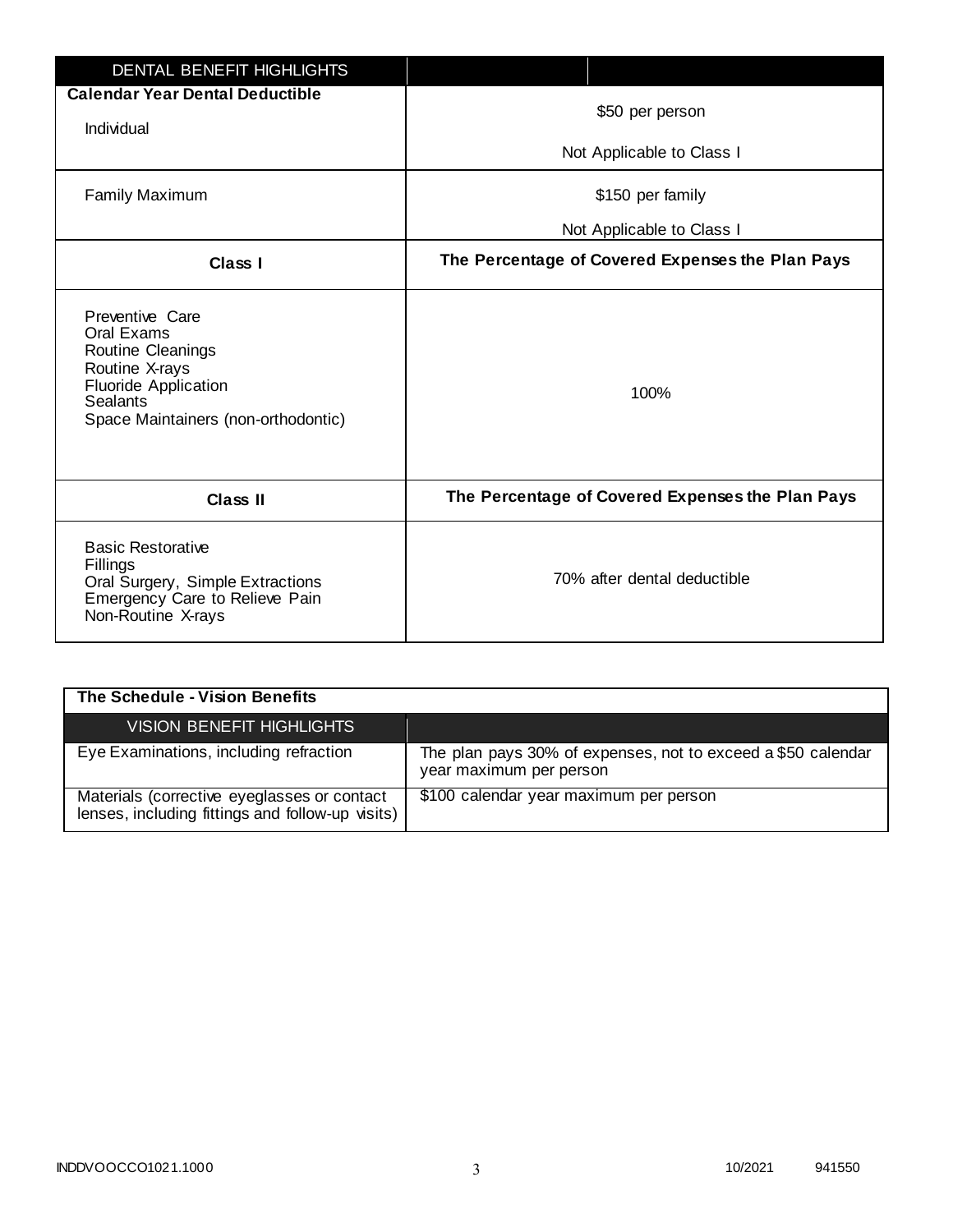| DENTAL BENEFIT HIGHLIGHTS | |
|---|---|
| **Calendar Year Dental Deductible**<br>Individual | \$50 per person<br>Not Applicable to Class I |
| Family Maximum | \$150 per family<br>Not Applicable to Class I |
| **Class I** | **The Percentage of Covered Expenses the Plan Pays** |
| Preventive Care<br>Oral Exams<br>Routine Cleanings<br>Routine X-rays<br>Fluoride Application<br>Sealants<br>Space Maintainers (non-orthodontic) | 100% |
| **Class II** | **The Percentage of Covered Expenses the Plan Pays** |
| Basic Restorative<br>Fillings<br>Oral Surgery, Simple Extractions<br>Emergency Care to Relieve Pain<br>Non-Routine X-rays | 70% after dental deductible |

**The Schedule - Vision Benefits**

| VISION BENEFIT HIGHLIGHTS | |
|---|---|
| Eye Examinations, including refraction | The plan pays 30% of expenses, not to exceed a \$50 calendar year maximum per person |
| Materials (corrective eyeglasses or contact lenses, including fittings and follow-up visits) | \$100 calendar year maximum per person |

INDDVOOCCO1021.1000 10/2021 941550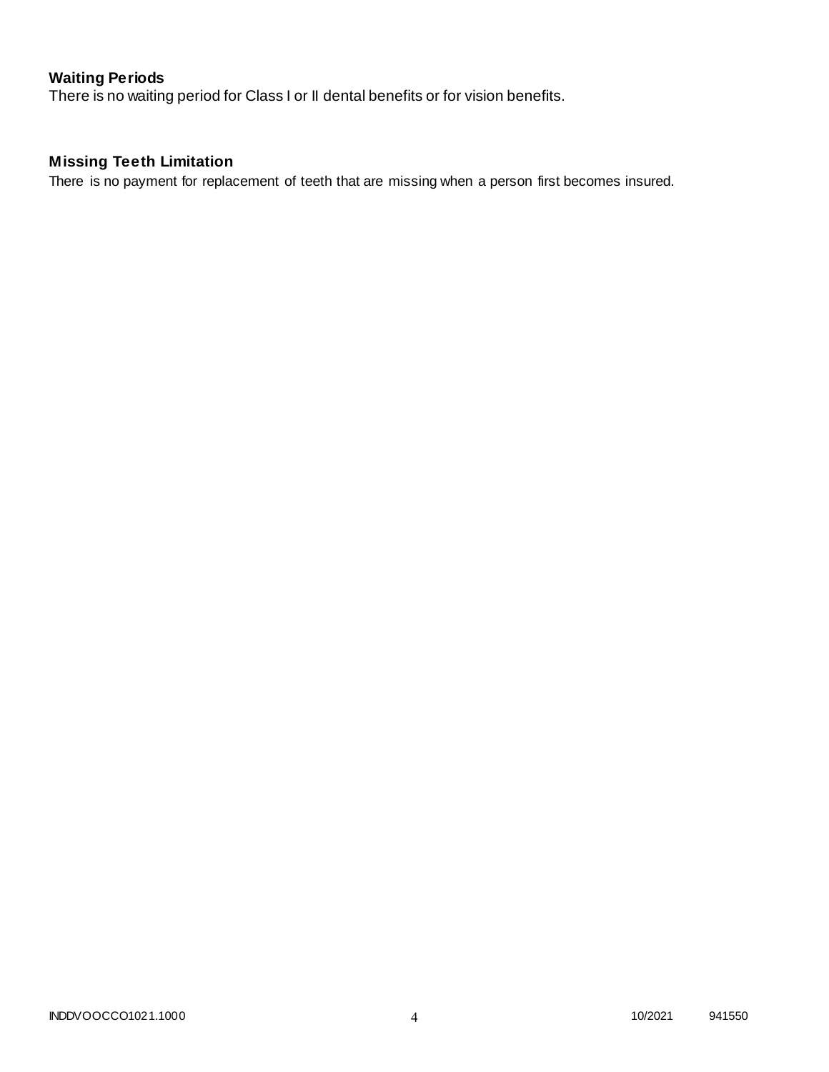### Waiting Periods

There is no waiting period for Class I or II dental benefits or for vision benefits.

### Missing Teeth Limitation

There is no payment for replacement of teeth that are missing when a person first becomes insured.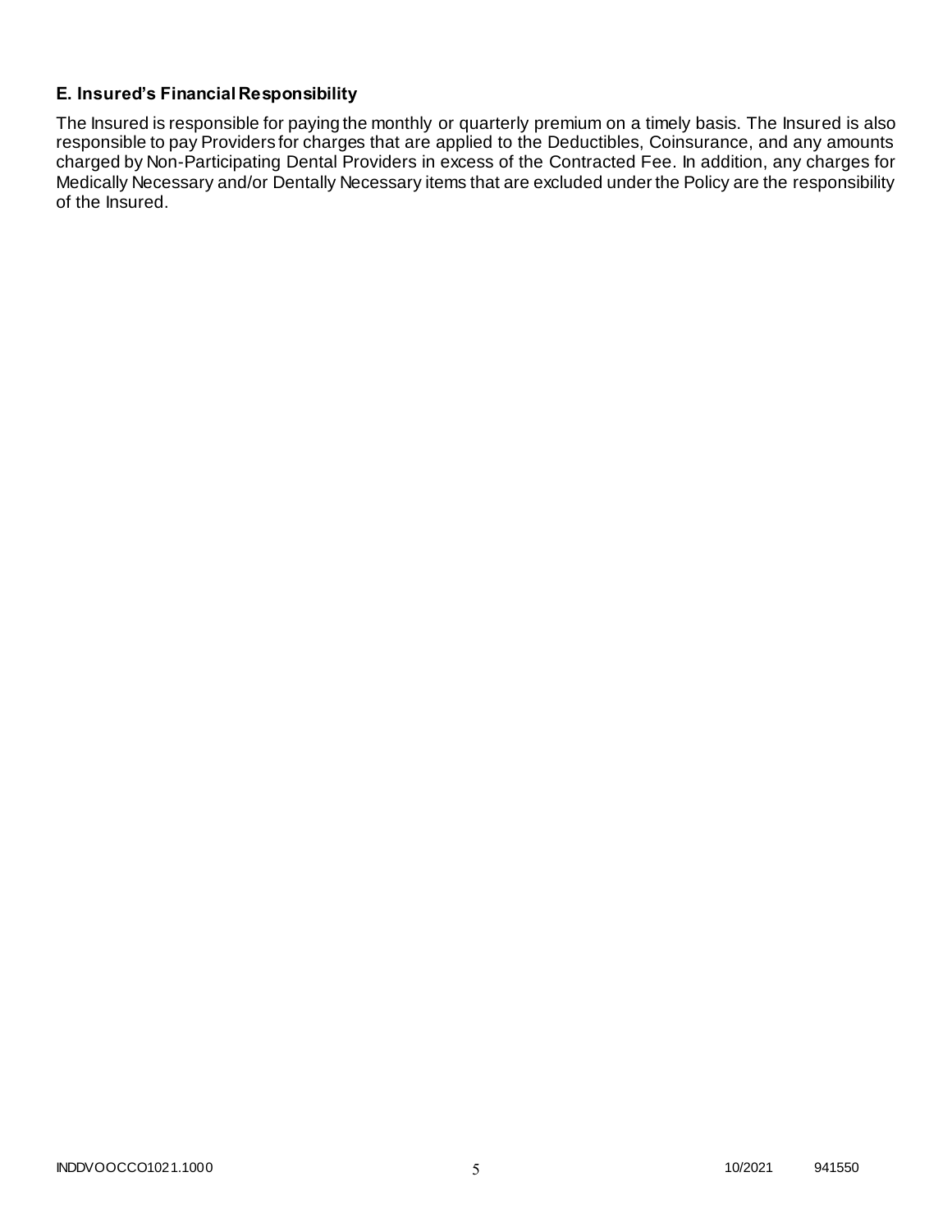### E. Insured's Financial Responsibility

The Insured is responsible for paying the monthly or quarterly premium on a timely basis. The Insured is also responsible to pay Providers for charges that are applied to the Deductibles, Coinsurance, and any amounts charged by Non-Participating Dental Providers in excess of the Contracted Fee. In addition, any charges for Medically Necessary and/or Dentally Necessary items that are excluded under the Policy are the responsibility of the Insured.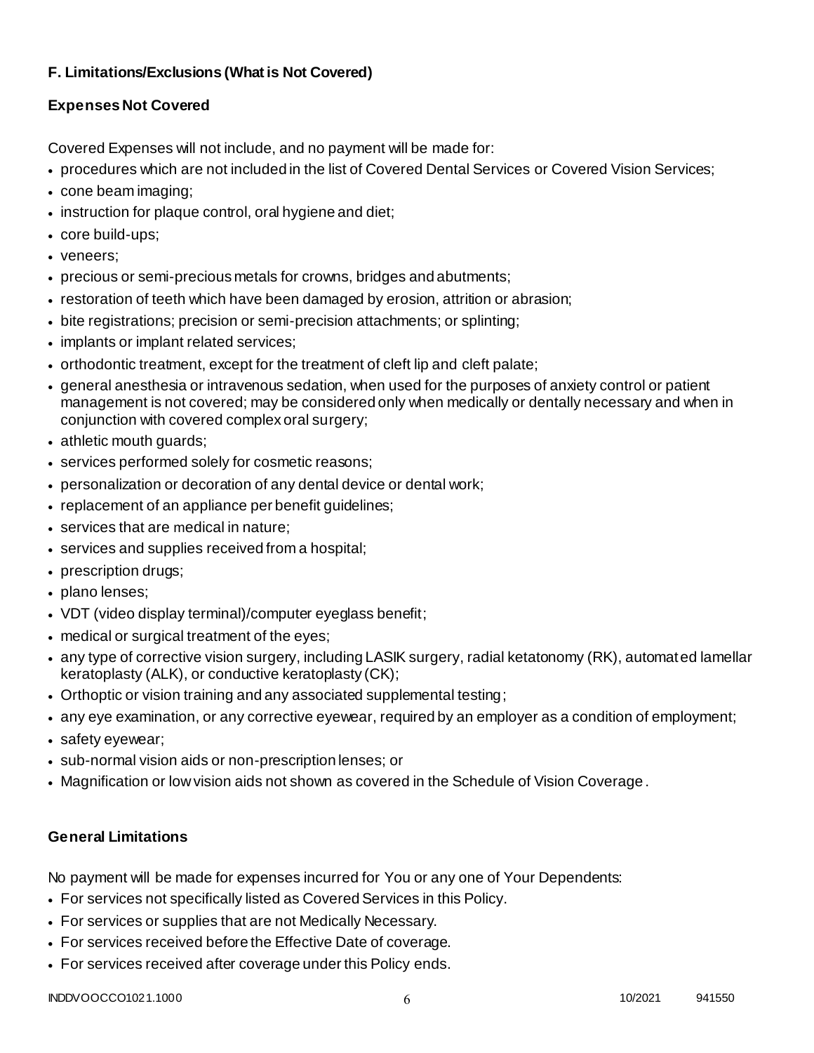### F. Limitations/Exclusions (What is Not Covered)

**Expenses Not Covered**

Covered Expenses will not include, and no payment will be made for:

- procedures which are not included in the list of Covered Dental Services or Covered Vision Services;
- cone beam imaging;
- instruction for plaque control, oral hygiene and diet;
- core build-ups;
- veneers;
- precious or semi-precious metals for crowns, bridges and abutments;
- restoration of teeth which have been damaged by erosion, attrition or abrasion;
- bite registrations; precision or semi-precision attachments; or splinting;
- implants or implant related services;
- orthodontic treatment, except for the treatment of cleft lip and cleft palate;
- general anesthesia or intravenous sedation, when used for the purposes of anxiety control or patient management is not covered; may be considered only when medically or dentally necessary and when in conjunction with covered complex oral surgery;
- athletic mouth guards;
- services performed solely for cosmetic reasons;
- personalization or decoration of any dental device or dental work;
- replacement of an appliance per benefit guidelines;
- services that are medical in nature;
- services and supplies received from a hospital;
- prescription drugs;
- plano lenses;
- VDT (video display terminal)/computer eyeglass benefit;
- medical or surgical treatment of the eyes;
- any type of corrective vision surgery, including LASIK surgery, radial ketatonomy (RK), automated lamellar keratoplasty (ALK), or conductive keratoplasty (CK);
- Orthoptic or vision training and any associated supplemental testing;
- any eye examination, or any corrective eyewear, required by an employer as a condition of employment;
- safety eyewear;
- sub-normal vision aids or non-prescription lenses; or
- Magnification or low vision aids not shown as covered in the Schedule of Vision Coverage.

**General Limitations**

No payment will be made for expenses incurred for You or any one of Your Dependents:

- For services not specifically listed as Covered Services in this Policy.
- For services or supplies that are not Medically Necessary.
- For services received before the Effective Date of coverage.
- For services received after coverage under this Policy ends.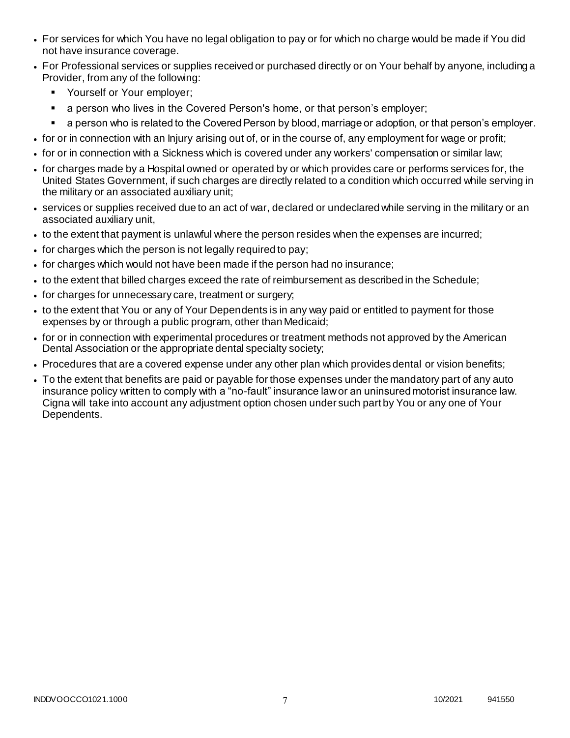- For services for which You have no legal obligation to pay or for which no charge would be made if You did not have insurance coverage.
- For Professional services or supplies received or purchased directly or on Your behalf by anyone, including a Provider, from any of the following:
  - Yourself or Your employer;
  - a person who lives in the Covered Person's home, or that person's employer;
  - a person who is related to the Covered Person by blood, marriage or adoption, or that person's employer.
- for or in connection with an Injury arising out of, or in the course of, any employment for wage or profit;
- for or in connection with a Sickness which is covered under any workers' compensation or similar law;
- for charges made by a Hospital owned or operated by or which provides care or performs services for, the United States Government, if such charges are directly related to a condition which occurred while serving in the military or an associated auxiliary unit;
- services or supplies received due to an act of war, declared or undeclared while serving in the military or an associated auxiliary unit,
- to the extent that payment is unlawful where the person resides when the expenses are incurred;
- for charges which the person is not legally required to pay;
- for charges which would not have been made if the person had no insurance;
- to the extent that billed charges exceed the rate of reimbursement as described in the Schedule;
- for charges for unnecessary care, treatment or surgery;
- to the extent that You or any of Your Dependents is in any way paid or entitled to payment for those expenses by or through a public program, other than Medicaid;
- for or in connection with experimental procedures or treatment methods not approved by the American Dental Association or the appropriate dental specialty society;
- Procedures that are a covered expense under any other plan which provides dental or vision benefits;
- To the extent that benefits are paid or payable for those expenses under the mandatory part of any auto insurance policy written to comply with a "no-fault" insurance law or an uninsured motorist insurance law. Cigna will take into account any adjustment option chosen under such part by You or any one of Your Dependents.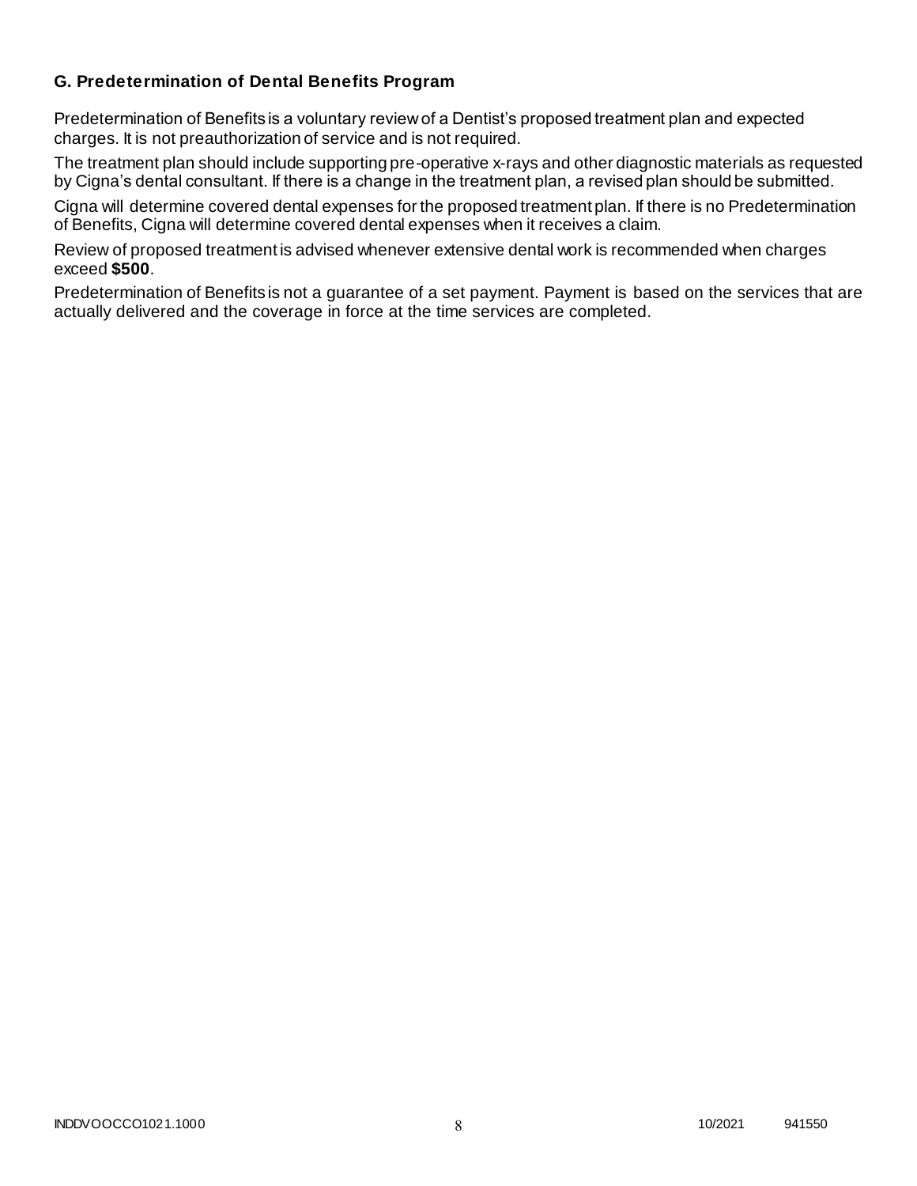### G. Predetermination of Dental Benefits Program

Predetermination of Benefits is a voluntary review of a Dentist's proposed treatment plan and expected charges. It is not preauthorization of service and is not required.

The treatment plan should include supporting pre-operative x-rays and other diagnostic materials as requested by Cigna's dental consultant. If there is a change in the treatment plan, a revised plan should be submitted.

Cigna will determine covered dental expenses for the proposed treatment plan. If there is no Predetermination of Benefits, Cigna will determine covered dental expenses when it receives a claim.

Review of proposed treatment is advised whenever extensive dental work is recommended when charges exceed **$500**.

Predetermination of Benefits is not a guarantee of a set payment. Payment is based on the services that are actually delivered and the coverage in force at the time services are completed.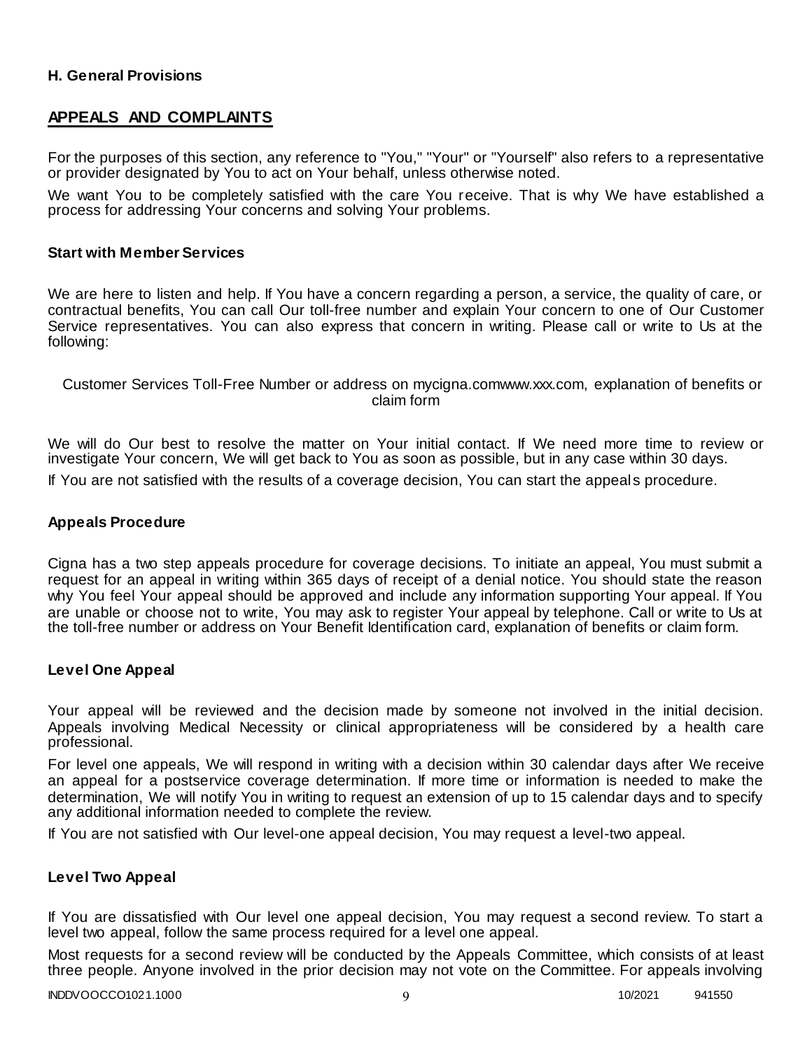**H. General Provisions**

## APPEALS AND COMPLAINTS

For the purposes of this section, any reference to "You," "Your" or "Yourself" also refers to a representative or provider designated by You to act on Your behalf, unless otherwise noted.

We want You to be completely satisfied with the care You receive. That is why We have established a process for addressing Your concerns and solving Your problems.

### Start with Member Services

We are here to listen and help. If You have a concern regarding a person, a service, the quality of care, or contractual benefits, You can call Our toll-free number and explain Your concern to one of Our Customer Service representatives. You can also express that concern in writing. Please call or write to Us at the following:

Customer Services Toll-Free Number or address on mycigna.comwww.xxx.com, explanation of benefits or claim form

We will do Our best to resolve the matter on Your initial contact. If We need more time to review or investigate Your concern, We will get back to You as soon as possible, but in any case within 30 days.

If You are not satisfied with the results of a coverage decision, You can start the appeals procedure.

### Appeals Procedure

Cigna has a two step appeals procedure for coverage decisions. To initiate an appeal, You must submit a request for an appeal in writing within 365 days of receipt of a denial notice. You should state the reason why You feel Your appeal should be approved and include any information supporting Your appeal. If You are unable or choose not to write, You may ask to register Your appeal by telephone. Call or write to Us at the toll-free number or address on Your Benefit Identification card, explanation of benefits or claim form.

### Level One Appeal

Your appeal will be reviewed and the decision made by someone not involved in the initial decision. Appeals involving Medical Necessity or clinical appropriateness will be considered by a health care professional.

For level one appeals, We will respond in writing with a decision within 30 calendar days after We receive an appeal for a postservice coverage determination. If more time or information is needed to make the determination, We will notify You in writing to request an extension of up to 15 calendar days and to specify any additional information needed to complete the review.

If You are not satisfied with Our level-one appeal decision, You may request a level-two appeal.

### Level Two Appeal

If You are dissatisfied with Our level one appeal decision, You may request a second review. To start a level two appeal, follow the same process required for a level one appeal.

Most requests for a second review will be conducted by the Appeals Committee, which consists of at least three people. Anyone involved in the prior decision may not vote on the Committee. For appeals involving

INDDVOOCCO1021.1000 10/2021 941550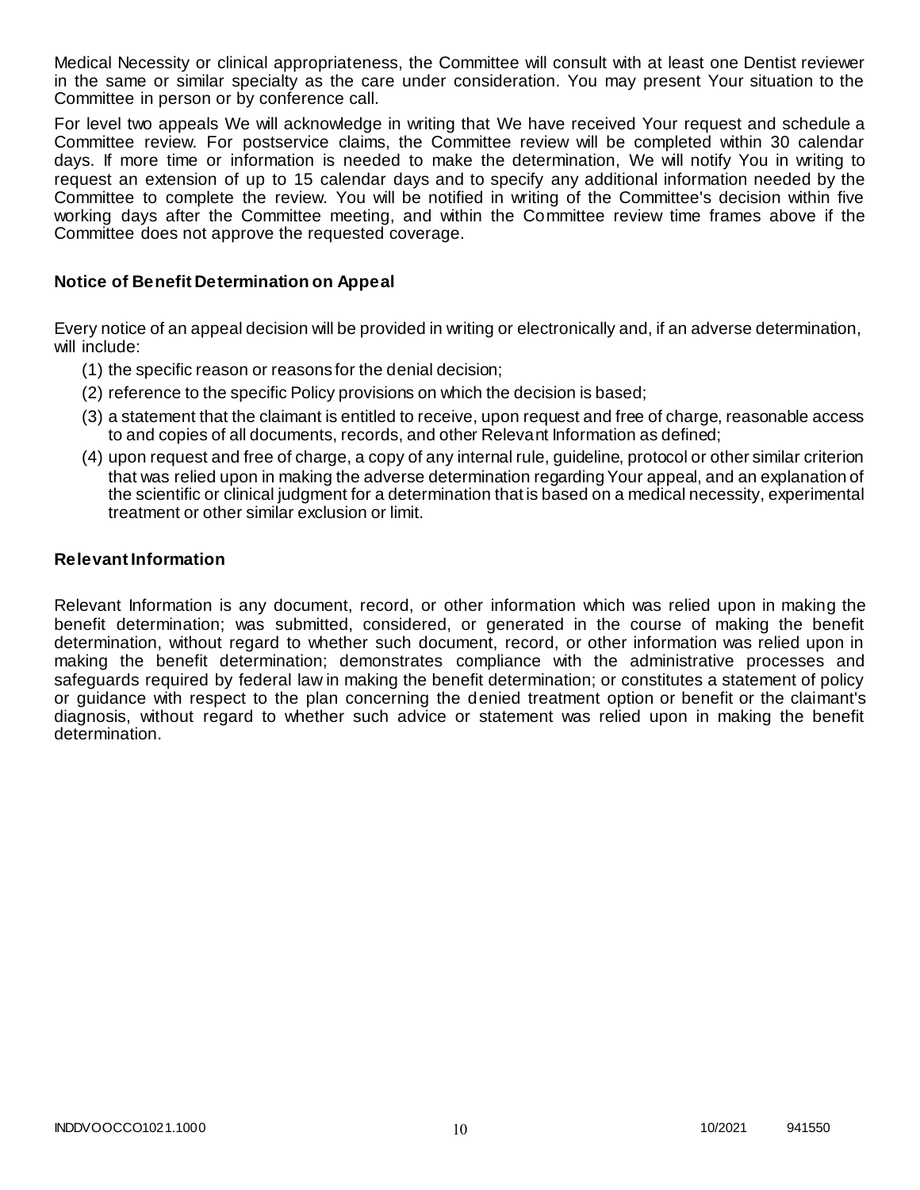Medical Necessity or clinical appropriateness, the Committee will consult with at least one Dentist reviewer in the same or similar specialty as the care under consideration. You may present Your situation to the Committee in person or by conference call.

For level two appeals We will acknowledge in writing that We have received Your request and schedule a Committee review. For postservice claims, the Committee review will be completed within 30 calendar days. If more time or information is needed to make the determination, We will notify You in writing to request an extension of up to 15 calendar days and to specify any additional information needed by the Committee to complete the review. You will be notified in writing of the Committee's decision within five working days after the Committee meeting, and within the Committee review time frames above if the Committee does not approve the requested coverage.

### Notice of Benefit Determination on Appeal

Every notice of an appeal decision will be provided in writing or electronically and, if an adverse determination, will include:

(1) the specific reason or reasons for the denial decision;

(2) reference to the specific Policy provisions on which the decision is based;

(3) a statement that the claimant is entitled to receive, upon request and free of charge, reasonable access to and copies of all documents, records, and other Relevant Information as defined;

(4) upon request and free of charge, a copy of any internal rule, guideline, protocol or other similar criterion that was relied upon in making the adverse determination regarding Your appeal, and an explanation of the scientific or clinical judgment for a determination that is based on a medical necessity, experimental treatment or other similar exclusion or limit.

### Relevant Information

Relevant Information is any document, record, or other information which was relied upon in making the benefit determination; was submitted, considered, or generated in the course of making the benefit determination, without regard to whether such document, record, or other information was relied upon in making the benefit determination; demonstrates compliance with the administrative processes and safeguards required by federal law in making the benefit determination; or constitutes a statement of policy or guidance with respect to the plan concerning the denied treatment option or benefit or the claimant's diagnosis, without regard to whether such advice or statement was relied upon in making the benefit determination.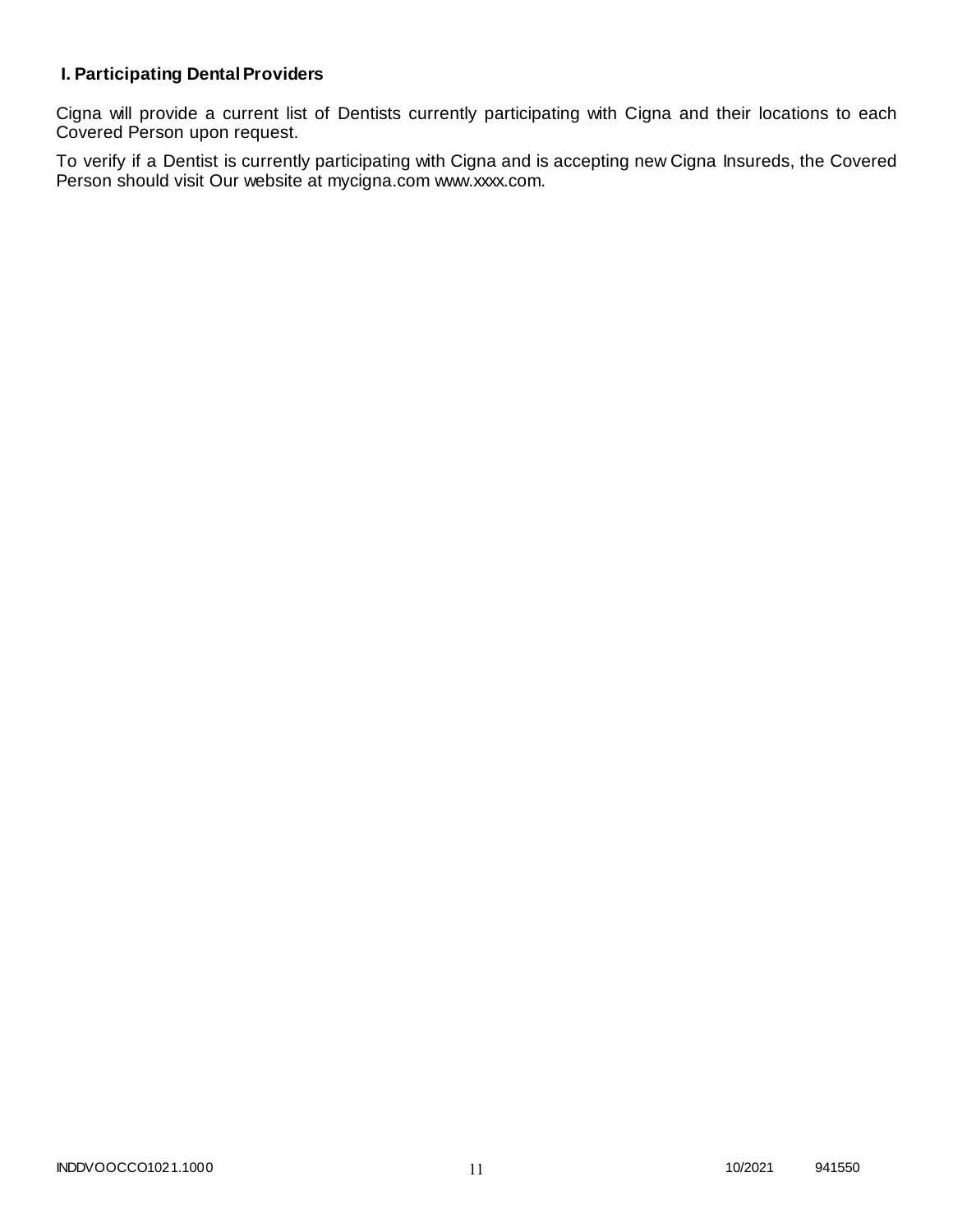## I. Participating Dental Providers

Cigna will provide a current list of Dentists currently participating with Cigna and their locations to each Covered Person upon request.

To verify if a Dentist is currently participating with Cigna and is accepting new Cigna Insureds, the Covered Person should visit Our website at mycigna.com www.xxxx.com.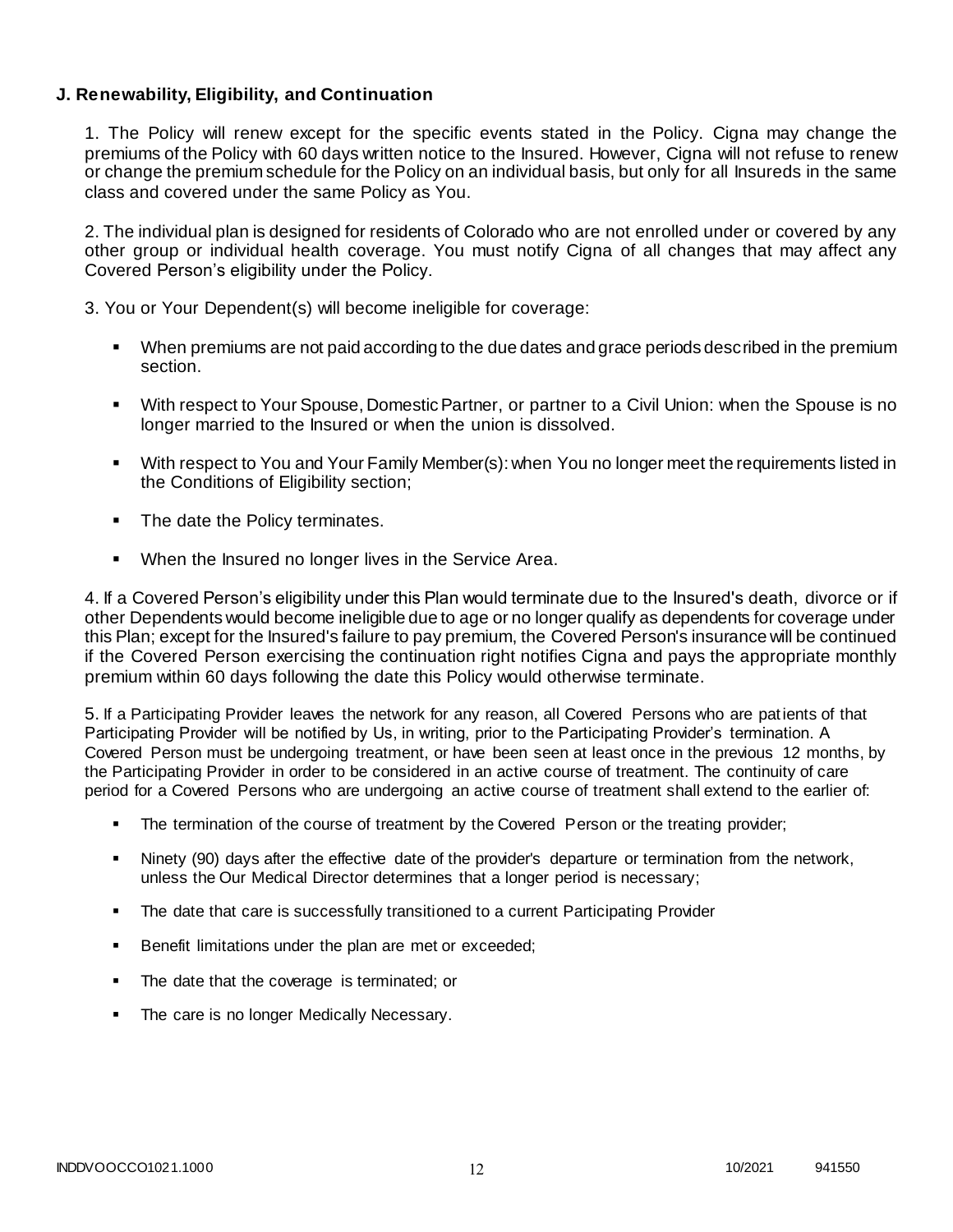### J. Renewability, Eligibility, and Continuation

1. The Policy will renew except for the specific events stated in the Policy. Cigna may change the premiums of the Policy with 60 days written notice to the Insured. However, Cigna will not refuse to renew or change the premium schedule for the Policy on an individual basis, but only for all Insureds in the same class and covered under the same Policy as You.

2. The individual plan is designed for residents of Colorado who are not enrolled under or covered by any other group or individual health coverage. You must notify Cigna of all changes that may affect any Covered Person's eligibility under the Policy.

3. You or Your Dependent(s) will become ineligible for coverage:

- When premiums are not paid according to the due dates and grace periods described in the premium section.
- With respect to Your Spouse, Domestic Partner, or partner to a Civil Union: when the Spouse is no longer married to the Insured or when the union is dissolved.
- With respect to You and Your Family Member(s): when You no longer meet the requirements listed in the Conditions of Eligibility section;
- The date the Policy terminates.
- When the Insured no longer lives in the Service Area.

4. If a Covered Person's eligibility under this Plan would terminate due to the Insured's death, divorce or if other Dependents would become ineligible due to age or no longer qualify as dependents for coverage under this Plan; except for the Insured's failure to pay premium, the Covered Person's insurance will be continued if the Covered Person exercising the continuation right notifies Cigna and pays the appropriate monthly premium within 60 days following the date this Policy would otherwise terminate.

5. If a Participating Provider leaves the network for any reason, all Covered Persons who are patients of that Participating Provider will be notified by Us, in writing, prior to the Participating Provider's termination. A Covered Person must be undergoing treatment, or have been seen at least once in the previous 12 months, by the Participating Provider in order to be considered in an active course of treatment. The continuity of care period for a Covered Persons who are undergoing an active course of treatment shall extend to the earlier of:

- The termination of the course of treatment by the Covered Person or the treating provider;
- Ninety (90) days after the effective date of the provider's departure or termination from the network, unless the Our Medical Director determines that a longer period is necessary;
- The date that care is successfully transitioned to a current Participating Provider
- Benefit limitations under the plan are met or exceeded;
- The date that the coverage is terminated; or
- The care is no longer Medically Necessary.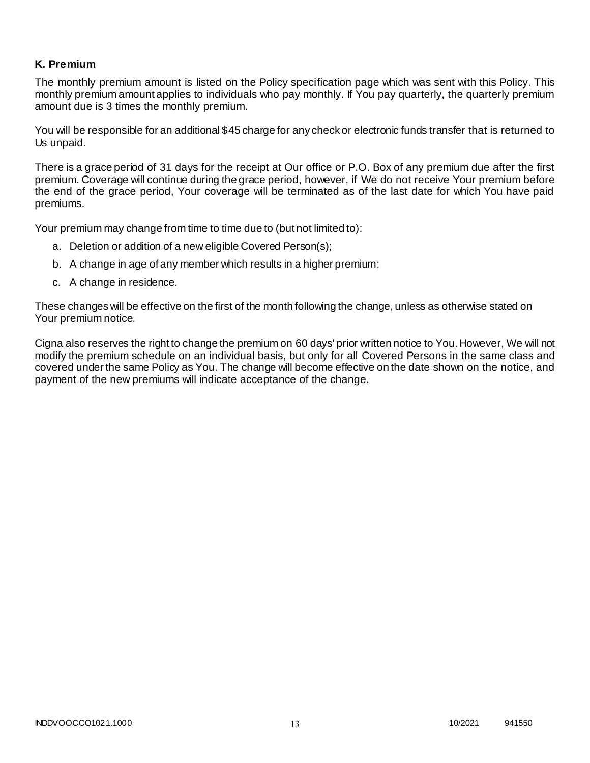**K. Premium**

The monthly premium amount is listed on the Policy specification page which was sent with this Policy. This monthly premium amount applies to individuals who pay monthly. If You pay quarterly, the quarterly premium amount due is 3 times the monthly premium.

You will be responsible for an additional $45 charge for any check or electronic funds transfer that is returned to Us unpaid.

There is a grace period of 31 days for the receipt at Our office or P.O. Box of any premium due after the first premium. Coverage will continue during the grace period, however, if We do not receive Your premium before the end of the grace period, Your coverage will be terminated as of the last date for which You have paid premiums.

Your premium may change from time to time due to (but not limited to):

a. Deletion or addition of a new eligible Covered Person(s);
b. A change in age of any member which results in a higher premium;
c. A change in residence.

These changes will be effective on the first of the month following the change, unless as otherwise stated on Your premium notice.

Cigna also reserves the right to change the premium on 60 days' prior written notice to You. However, We will not modify the premium schedule on an individual basis, but only for all Covered Persons in the same class and covered under the same Policy as You. The change will become effective on the date shown on the notice, and payment of the new premiums will indicate acceptance of the change.

INDDVOOCCO1021.1000 10/2021 941550